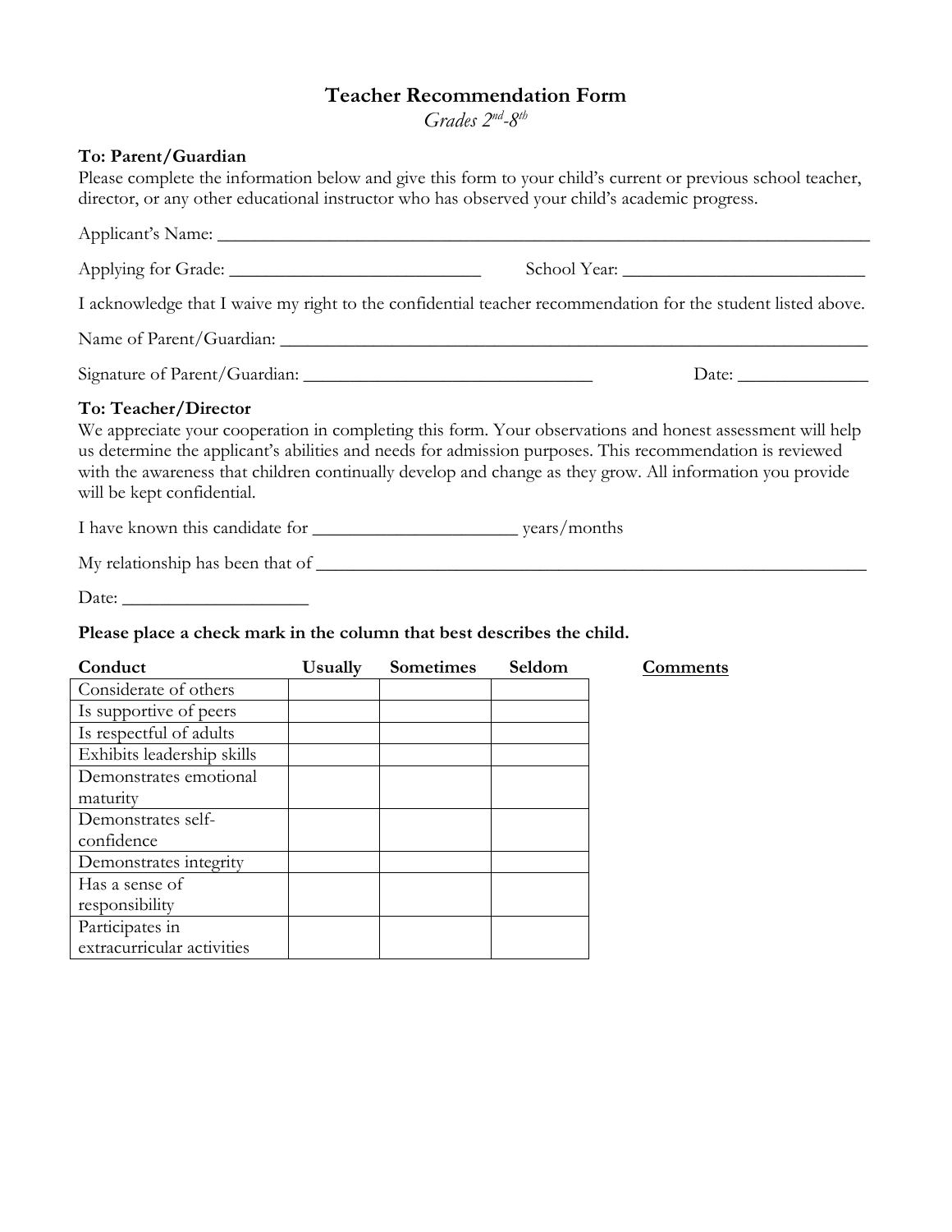# Teacher Recommendation Form

*Grades 2nd-8th*

**To: Parent/Guardian**

Please complete the information below and give this form to your child's current or previous school teacher, director, or any other educational instructor who has observed your child's academic progress.

Applicant's Name: ___________________________________________________________________________

Applying for Grade: ____________________________ School Year: ___________________________

I acknowledge that I waive my right to the confidential teacher recommendation for the student listed above.

Name of Parent/Guardian: ____________________________________________________________________

Signature of Parent/Guardian: ________________________________ Date: ______________

**To: Teacher/Director**

We appreciate your cooperation in completing this form. Your observations and honest assessment will help us determine the applicant's abilities and needs for admission purposes. This recommendation is reviewed with the awareness that children continually develop and change as they grow. All information you provide will be kept confidential.

I have known this candidate for ______________________ years/months

My relationship has been that of _____________________________________________________________

Date: ____________________

**Please place a check mark in the column that best describes the child.**

| Conduct | Usually | Sometimes | Seldom | Comments |
|---|---|---|---|---|
| Considerate of others | | | | |
| Is supportive of peers | | | | |
| Is respectful of adults | | | | |
| Exhibits leadership skills | | | | |
| Demonstrates emotional maturity | | | | |
| Demonstrates self-confidence | | | | |
| Demonstrates integrity | | | | |
| Has a sense of responsibility | | | | |
| Participates in extracurricular activities | | | | |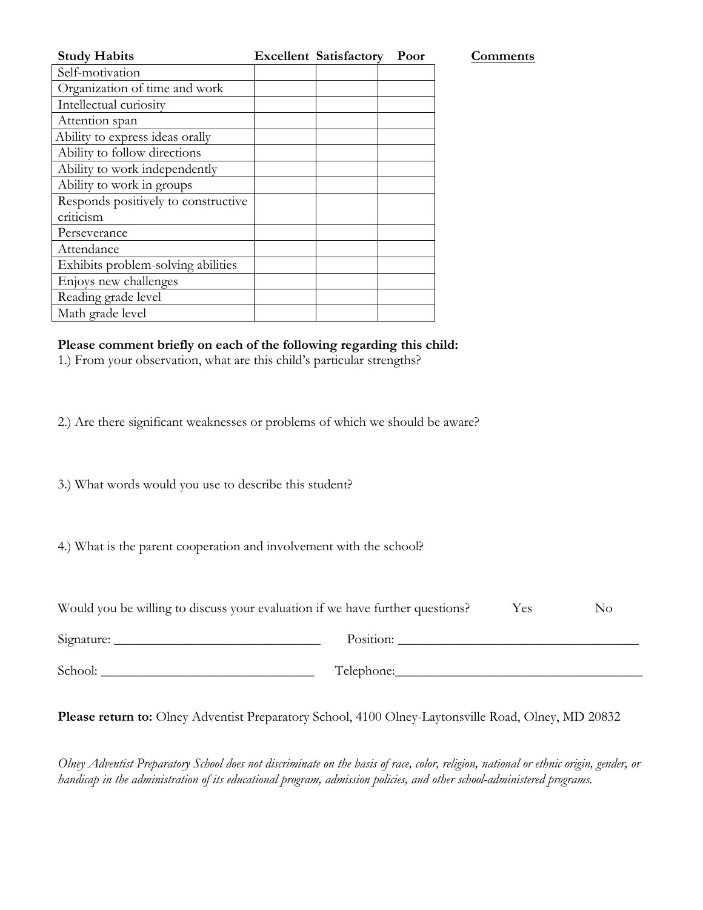| Study Habits | Excellent | Satisfactory | Poor | Comments |
|---|---|---|---|---|
| Self-motivation | | | | |
| Organization of time and work | | | | |
| Intellectual curiosity | | | | |
| Attention span | | | | |
| Ability to express ideas orally | | | | |
| Ability to follow directions | | | | |
| Ability to work independently | | | | |
| Ability to work in groups | | | | |
| Responds positively to constructive criticism | | | | |
| Perseverance | | | | |
| Attendance | | | | |
| Exhibits problem-solving abilities | | | | |
| Enjoys new challenges | | | | |
| Reading grade level | | | | |
| Math grade level | | | | |

**Please comment briefly on each of the following regarding this child:**

1.) From your observation, what are this child's particular strengths?

2.) Are there significant weaknesses or problems of which we should be aware?

3.) What words would you use to describe this student?

4.) What is the parent cooperation and involvement with the school?

Would you be willing to discuss your evaluation if we have further questions? Yes No

Signature: ______________________________ Position: ___________________________________

School: _______________________________ Telephone:____________________________________

**Please return to:** Olney Adventist Preparatory School, 4100 Olney-Laytonsville Road, Olney, MD 20832

*Olney Adventist Preparatory School does not discriminate on the basis of race, color, religion, national or ethnic origin, gender, or handicap in the administration of its educational program, admission policies, and other school-administered programs.*